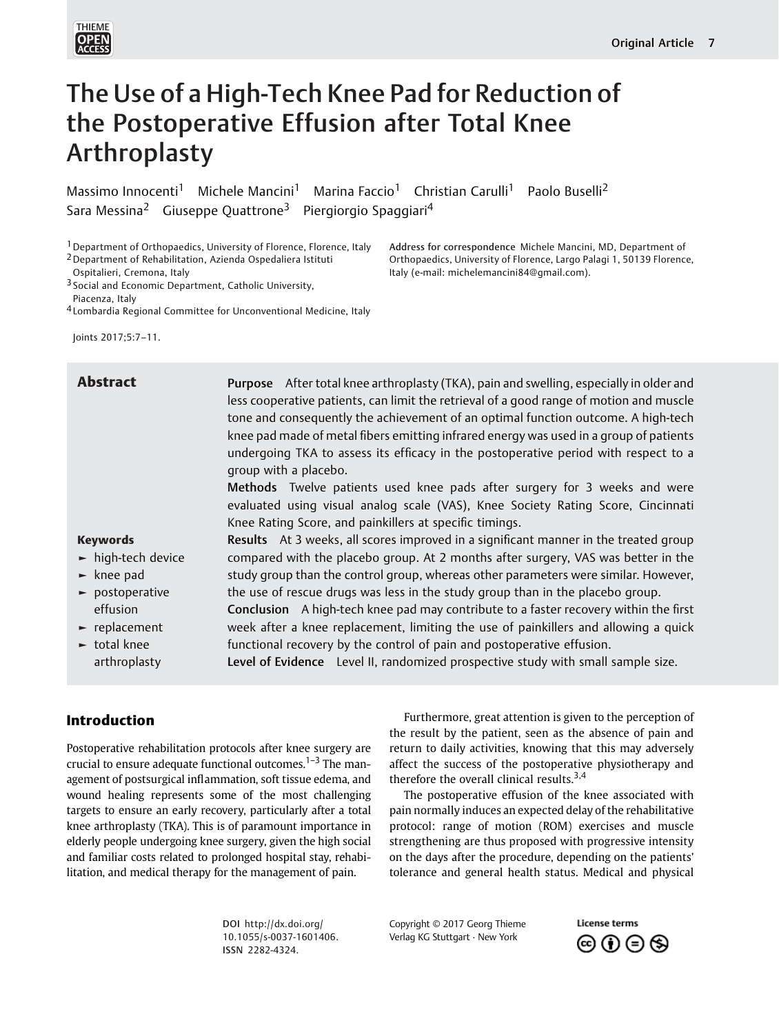# The Use of a High-Tech Knee Pad for Reduction of the Postoperative Effusion after Total Knee Arthroplasty

Massimo Innocenti[1] Michele Mancini[1] Marina Faccio[1] Christian Carulli[1] Paolo Buselli[2] Sara Messina[2] Giuseppe Quattrone[3] Piergiorgio Spaggiari[4]

[1] Department of Orthopaedics, University of Florence, Florence, Italy
[2] Department of Rehabilitation, Azienda Ospedaliera Istituti Ospitalieri, Cremona, Italy
[3] Social and Economic Department, Catholic University, Piacenza, Italy
[4] Lombardia Regional Committee for Unconventional Medicine, Italy

Address for correspondence Michele Mancini, MD, Department of Orthopaedics, University of Florence, Largo Palagi 1, 50139 Florence, Italy (e-mail: michelemancini84@gmail.com).

Joints 2017;5:7–11.

## Abstract

**Purpose** After total knee arthroplasty (TKA), pain and swelling, especially in older and less cooperative patients, can limit the retrieval of a good range of motion and muscle tone and consequently the achievement of an optimal function outcome. A high-tech knee pad made of metal fibers emitting infrared energy was used in a group of patients undergoing TKA to assess its efficacy in the postoperative period with respect to a group with a placebo.

**Methods** Twelve patients used knee pads after surgery for 3 weeks and were evaluated using visual analog scale (VAS), Knee Society Rating Score, Cincinnati Knee Rating Score, and painkillers at specific timings.

**Results** At 3 weeks, all scores improved in a significant manner in the treated group compared with the placebo group. At 2 months after surgery, VAS was better in the study group than the control group, whereas other parameters were similar. However, the use of rescue drugs was less in the study group than in the placebo group.

**Conclusion** A high-tech knee pad may contribute to a faster recovery within the first week after a knee replacement, limiting the use of painkillers and allowing a quick functional recovery by the control of pain and postoperative effusion.

**Level of Evidence** Level II, randomized prospective study with small sample size.

**Keywords**

- high-tech device
- knee pad
- postoperative effusion
- replacement
- total knee arthroplasty

## Introduction

Postoperative rehabilitation protocols after knee surgery are crucial to ensure adequate functional outcomes.[1–3] The management of postsurgical inflammation, soft tissue edema, and wound healing represents some of the most challenging targets to ensure an early recovery, particularly after a total knee arthroplasty (TKA). This is of paramount importance in elderly people undergoing knee surgery, given the high social and familiar costs related to prolonged hospital stay, rehabilitation, and medical therapy for the management of pain.

Furthermore, great attention is given to the perception of the result by the patient, seen as the absence of pain and return to daily activities, knowing that this may adversely affect the success of the postoperative physiotherapy and therefore the overall clinical results.[3,4]

The postoperative effusion of the knee associated with pain normally induces an expected delay of the rehabilitative protocol: range of motion (ROM) exercises and muscle strengthening are thus proposed with progressive intensity on the days after the procedure, depending on the patients' tolerance and general health status. Medical and physical

DOI http://dx.doi.org/10.1055/s-0037-1601406.
ISSN 2282-4324.

Copyright © 2017 Georg Thieme Verlag KG Stuttgart · New York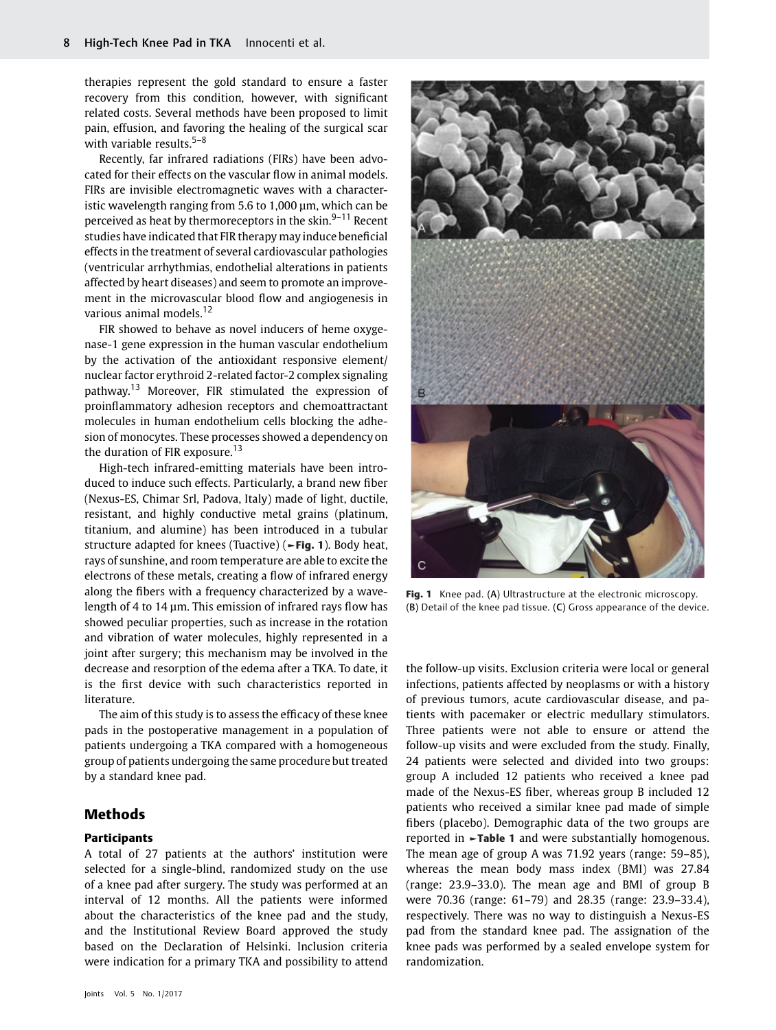therapies represent the gold standard to ensure a faster recovery from this condition, however, with significant related costs. Several methods have been proposed to limit pain, effusion, and favoring the healing of the surgical scar with variable results.[5–8]

Recently, far infrared radiations (FIRs) have been advocated for their effects on the vascular flow in animal models. FIRs are invisible electromagnetic waves with a characteristic wavelength ranging from 5.6 to 1,000 µm, which can be perceived as heat by thermoreceptors in the skin.[9–11] Recent studies have indicated that FIR therapy may induce beneficial effects in the treatment of several cardiovascular pathologies (ventricular arrhythmias, endothelial alterations in patients affected by heart diseases) and seem to promote an improvement in the microvascular blood flow and angiogenesis in various animal models.[12]

FIR showed to behave as novel inducers of heme oxygenase-1 gene expression in the human vascular endothelium by the activation of the antioxidant responsive element/nuclear factor erythroid 2-related factor-2 complex signaling pathway.[13] Moreover, FIR stimulated the expression of proinflammatory adhesion receptors and chemoattractant molecules in human endothelium cells blocking the adhesion of monocytes. These processes showed a dependency on the duration of FIR exposure.[13]

High-tech infrared-emitting materials have been introduced to induce such effects. Particularly, a brand new fiber (Nexus-ES, Chimar Srl, Padova, Italy) made of light, ductile, resistant, and highly conductive metal grains (platinum, titanium, and alumine) has been introduced in a tubular structure adapted for knees (Tuactive) (►**Fig. 1**). Body heat, rays of sunshine, and room temperature are able to excite the electrons of these metals, creating a flow of infrared energy along the fibers with a frequency characterized by a wavelength of 4 to 14 µm. This emission of infrared rays flow has showed peculiar properties, such as increase in the rotation and vibration of water molecules, highly represented in a joint after surgery; this mechanism may be involved in the decrease and resorption of the edema after a TKA. To date, it is the first device with such characteristics reported in literature.

The aim of this study is to assess the efficacy of these knee pads in the postoperative management in a population of patients undergoing a TKA compared with a homogeneous group of patients undergoing the same procedure but treated by a standard knee pad.

**Fig. 1** Knee pad. (**A**) Ultrastructure at the electronic microscopy. (**B**) Detail of the knee pad tissue. (**C**) Gross appearance of the device.

## Methods

### Participants

A total of 27 patients at the authors' institution were selected for a single-blind, randomized study on the use of a knee pad after surgery. The study was performed at an interval of 12 months. All the patients were informed about the characteristics of the knee pad and the study, and the Institutional Review Board approved the study based on the Declaration of Helsinki. Inclusion criteria were indication for a primary TKA and possibility to attend the follow-up visits. Exclusion criteria were local or general infections, patients affected by neoplasms or with a history of previous tumors, acute cardiovascular disease, and patients with pacemaker or electric medullary stimulators. Three patients were not able to ensure or attend the follow-up visits and were excluded from the study. Finally, 24 patients were selected and divided into two groups: group A included 12 patients who received a knee pad made of the Nexus-ES fiber, whereas group B included 12 patients who received a similar knee pad made of simple fibers (placebo). Demographic data of the two groups are reported in ►**Table 1** and were substantially homogenous. The mean age of group A was 71.92 years (range: 59–85), whereas the mean body mass index (BMI) was 27.84 (range: 23.9–33.0). The mean age and BMI of group B were 70.36 (range: 61–79) and 28.35 (range: 23.9–33.4), respectively. There was no way to distinguish a Nexus-ES pad from the standard knee pad. The assignation of the knee pads was performed by a sealed envelope system for randomization.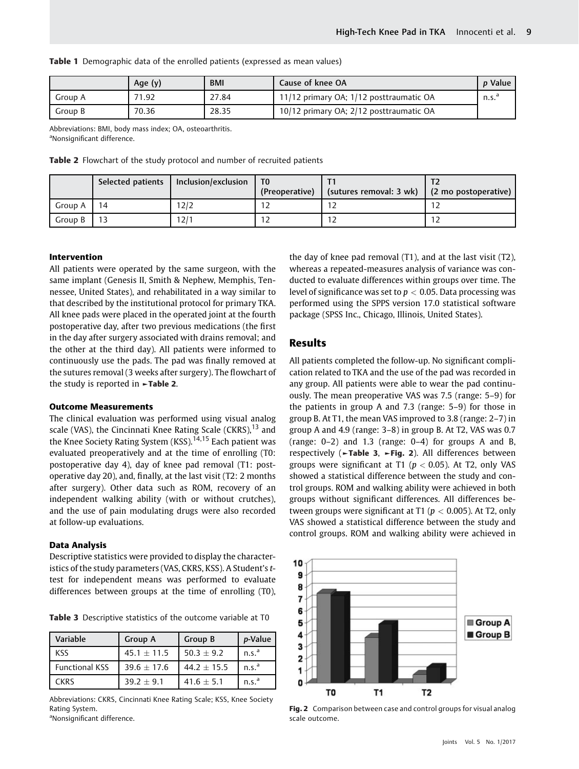**Table 1** Demographic data of the enrolled patients (expressed as mean values)

| | Age (y) | BMI | Cause of knee OA | p Value |
|---|---|---|---|---|
| Group A | 71.92 | 27.84 | 11/12 primary OA; 1/12 posttraumatic OA | n.s.[a] |
| Group B | 70.36 | 28.35 | 10/12 primary OA; 2/12 posttraumatic OA | |

Abbreviations: BMI, body mass index; OA, osteoarthritis.
[a]Nonsignificant difference.

**Table 2** Flowchart of the study protocol and number of recruited patients

| | Selected patients | Inclusion/exclusion | T0 (Preoperative) | T1 (sutures removal: 3 wk) | T2 (2 mo postoperative) |
|---|---|---|---|---|---|
| Group A | 14 | 12/2 | 12 | 12 | 12 |
| Group B | 13 | 12/1 | 12 | 12 | 12 |

### Intervention

All patients were operated by the same surgeon, with the same implant (Genesis II, Smith & Nephew, Memphis, Tennessee, United States), and rehabilitated in a way similar to that described by the institutional protocol for primary TKA. All knee pads were placed in the operated joint at the fourth postoperative day, after two previous medications (the first in the day after surgery associated with drains removal; and the other at the third day). All patients were informed to continuously use the pads. The pad was finally removed at the sutures removal (3 weeks after surgery). The flowchart of the study is reported in ►**Table 2**.

### Outcome Measurements

The clinical evaluation was performed using visual analog scale (VAS), the Cincinnati Knee Rating Scale (CKRS),[13] and the Knee Society Rating System (KSS).[14,15] Each patient was evaluated preoperatively and at the time of enrolling (T0: postoperative day 4), day of knee pad removal (T1: postoperative day 20), and, finally, at the last visit (T2: 2 months after surgery). Other data such as ROM, recovery of an independent walking ability (with or without crutches), and the use of pain modulating drugs were also recorded at follow-up evaluations.

### Data Analysis

Descriptive statistics were provided to display the characteristics of the study parameters (VAS, CKRS, KSS). A Student's *t*-test for independent means was performed to evaluate differences between groups at the time of enrolling (T0), the day of knee pad removal (T1), and at the last visit (T2), whereas a repeated-measures analysis of variance was conducted to evaluate differences within groups over time. The level of significance was set to $p < 0.05$. Data processing was performed using the SPPS version 17.0 statistical software package (SPSS Inc., Chicago, Illinois, United States).

**Table 3** Descriptive statistics of the outcome variable at T0

| Variable | Group A | Group B | p-Value |
|---|---|---|---|
| KSS | 45.1 ± 11.5 | 50.3 ± 9.2 | n.s.[a] |
| Functional KSS | 39.6 ± 17.6 | 44.2 ± 15.5 | n.s.[a] |
| CKRS | 39.2 ± 9.1 | 41.6 ± 5.1 | n.s.[a] |

Abbreviations: CKRS, Cincinnati Knee Rating Scale; KSS, Knee Society Rating System.
[a]Nonsignificant difference.

## Results

All patients completed the follow-up. No significant complication related to TKA and the use of the pad was recorded in any group. All patients were able to wear the pad continuously. The mean preoperative VAS was 7.5 (range: 5–9) for the patients in group A and 7.3 (range: 5–9) for those in group B. At T1, the mean VAS improved to 3.8 (range: 2–7) in group A and 4.9 (range: 3–8) in group B. At T2, VAS was 0.7 (range: 0–2) and 1.3 (range: 0–4) for groups A and B, respectively (►**Table 3**, ►**Fig. 2**). All differences between groups were significant at T1 ($p < 0.05$). At T2, only VAS showed a statistical difference between the study and control groups. ROM and walking ability were achieved in both groups without significant differences. All differences between groups were significant at T1 ($p < 0.005$). At T2, only VAS showed a statistical difference between the study and control groups. ROM and walking ability were achieved in

**Fig. 2** Comparison between case and control groups for visual analog scale outcome.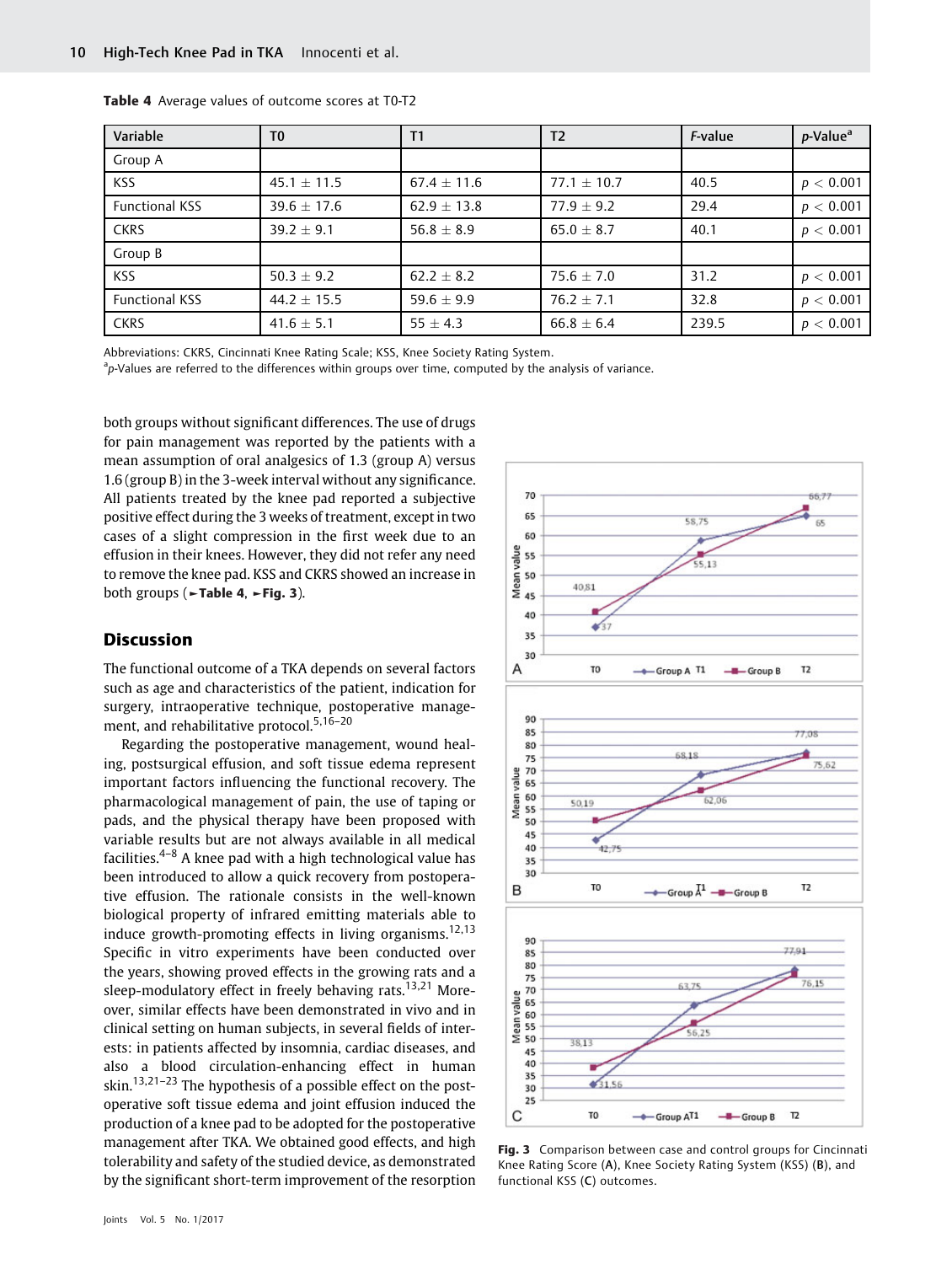**Table 4** Average values of outcome scores at T0-T2

| Variable | T0 | T1 | T2 | *F*-value | *p*-Value[a] |
|---|---|---|---|---|---|
| Group A | | | | | |
| KSS | 45.1 ± 11.5 | 67.4 ± 11.6 | 77.1 ± 10.7 | 40.5 | $p < 0.001$ |
| Functional KSS | 39.6 ± 17.6 | 62.9 ± 13.8 | 77.9 ± 9.2 | 29.4 | $p < 0.001$ |
| CKRS | 39.2 ± 9.1 | 56.8 ± 8.9 | 65.0 ± 8.7 | 40.1 | $p < 0.001$ |
| Group B | | | | | |
| KSS | 50.3 ± 9.2 | 62.2 ± 8.2 | 75.6 ± 7.0 | 31.2 | $p < 0.001$ |
| Functional KSS | 44.2 ± 15.5 | 59.6 ± 9.9 | 76.2 ± 7.1 | 32.8 | $p < 0.001$ |
| CKRS | 41.6 ± 5.1 | 55 ± 4.3 | 66.8 ± 6.4 | 239.5 | $p < 0.001$ |

Abbreviations: CKRS, Cincinnati Knee Rating Scale; KSS, Knee Society Rating System.
[a] *p*-Values are referred to the differences within groups over time, computed by the analysis of variance.

both groups without significant differences. The use of drugs for pain management was reported by the patients with a mean assumption of oral analgesics of 1.3 (group A) versus 1.6 (group B) in the 3-week interval without any significance. All patients treated by the knee pad reported a subjective positive effect during the 3 weeks of treatment, except in two cases of a slight compression in the first week due to an effusion in their knees. However, they did not refer any need to remove the knee pad. KSS and CKRS showed an increase in both groups (**►Table 4**, **►Fig. 3**).

## Discussion

The functional outcome of a TKA depends on several factors such as age and characteristics of the patient, indication for surgery, intraoperative technique, postoperative management, and rehabilitative protocol.[5,16–20]

Regarding the postoperative management, wound healing, postsurgical effusion, and soft tissue edema represent important factors influencing the functional recovery. The pharmacological management of pain, the use of taping or pads, and the physical therapy have been proposed with variable results but are not always available in all medical facilities.[4–8] A knee pad with a high technological value has been introduced to allow a quick recovery from postoperative effusion. The rationale consists in the well-known biological property of infrared emitting materials able to induce growth-promoting effects in living organisms.[12,13] Specific in vitro experiments have been conducted over the years, showing proved effects in the growing rats and a sleep-modulatory effect in freely behaving rats.[13,21] Moreover, similar effects have been demonstrated in vivo and in clinical setting on human subjects, in several fields of interests: in patients affected by insomnia, cardiac diseases, and also a blood circulation-enhancing effect in human skin.[13,21–23] The hypothesis of a possible effect on the postoperative soft tissue edema and joint effusion induced the production of a knee pad to be adopted for the postoperative management after TKA. We obtained good effects, and high tolerability and safety of the studied device, as demonstrated by the significant short-term improvement of the resorption

**Fig. 3** Comparison between case and control groups for Cincinnati Knee Rating Score (A), Knee Society Rating System (KSS) (B), and functional KSS (C) outcomes.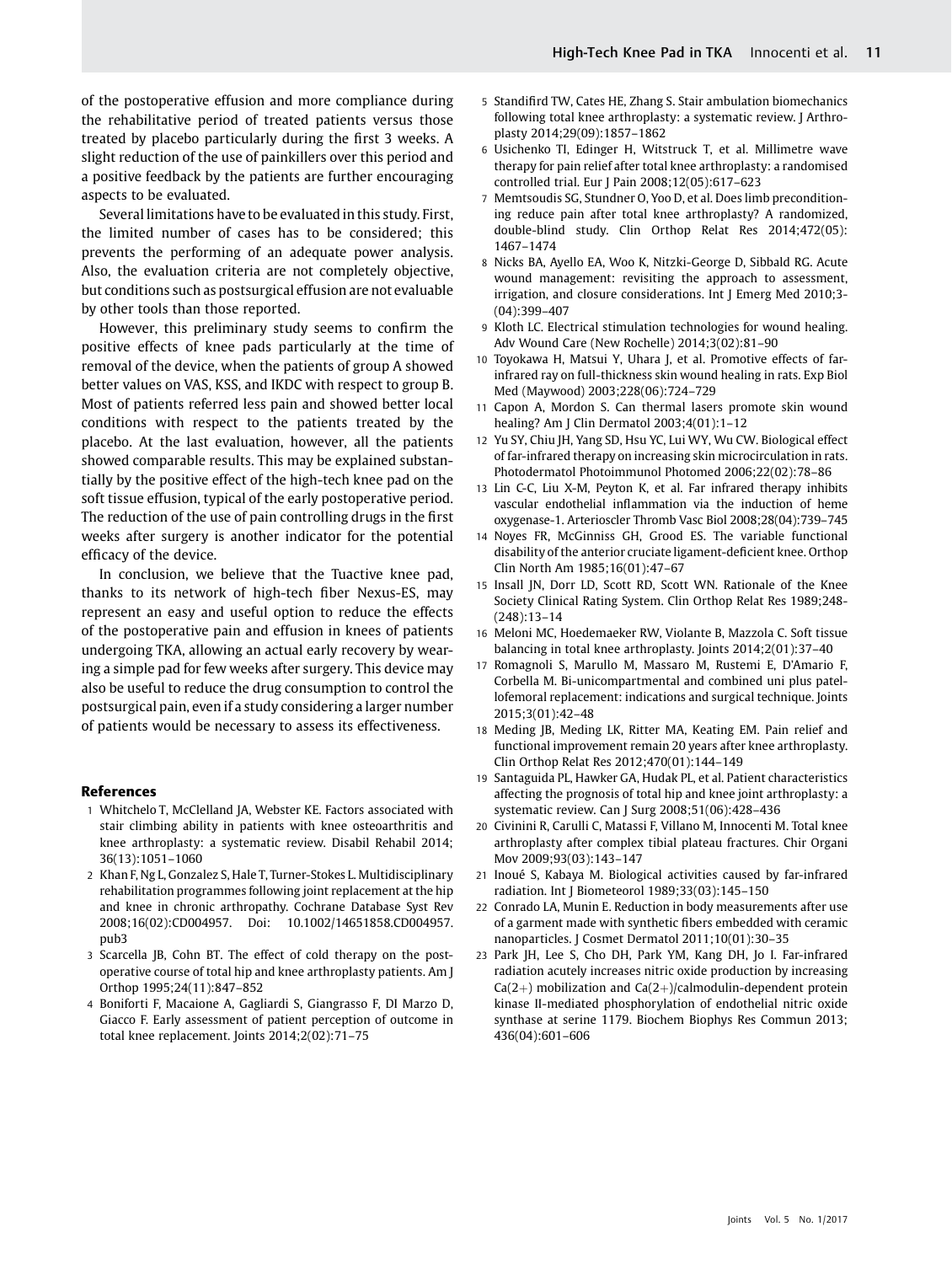of the postoperative effusion and more compliance during the rehabilitative period of treated patients versus those treated by placebo particularly during the first 3 weeks. A slight reduction of the use of painkillers over this period and a positive feedback by the patients are further encouraging aspects to be evaluated.

Several limitations have to be evaluated in this study. First, the limited number of cases has to be considered; this prevents the performing of an adequate power analysis. Also, the evaluation criteria are not completely objective, but conditions such as postsurgical effusion are not evaluable by other tools than those reported.

However, this preliminary study seems to confirm the positive effects of knee pads particularly at the time of removal of the device, when the patients of group A showed better values on VAS, KSS, and IKDC with respect to group B. Most of patients referred less pain and showed better local conditions with respect to the patients treated by the placebo. At the last evaluation, however, all the patients showed comparable results. This may be explained substantially by the positive effect of the high-tech knee pad on the soft tissue effusion, typical of the early postoperative period. The reduction of the use of pain controlling drugs in the first weeks after surgery is another indicator for the potential efficacy of the device.

In conclusion, we believe that the Tuactive knee pad, thanks to its network of high-tech fiber Nexus-ES, may represent an easy and useful option to reduce the effects of the postoperative pain and effusion in knees of patients undergoing TKA, allowing an actual early recovery by wearing a simple pad for few weeks after surgery. This device may also be useful to reduce the drug consumption to control the postsurgical pain, even if a study considering a larger number of patients would be necessary to assess its effectiveness.

## References

1. Whitchelo T, McClelland JA, Webster KE. Factors associated with stair climbing ability in patients with knee osteoarthritis and knee arthroplasty: a systematic review. Disabil Rehabil 2014; 36(13):1051–1060
2. Khan F, Ng L, Gonzalez S, Hale T, Turner-Stokes L. Multidisciplinary rehabilitation programmes following joint replacement at the hip and knee in chronic arthropathy. Cochrane Database Syst Rev 2008;16(02):CD004957. Doi: 10.1002/14651858.CD004957.pub3
3. Scarcella JB, Cohn BT. The effect of cold therapy on the postoperative course of total hip and knee arthroplasty patients. Am J Orthop 1995;24(11):847–852
4. Boniforti F, Macaione A, Gagliardi S, Giangrasso F, DI Marzo D, Giacco F. Early assessment of patient perception of outcome in total knee replacement. Joints 2014;2(02):71–75
5. Standifird TW, Cates HE, Zhang S. Stair ambulation biomechanics following total knee arthroplasty: a systematic review. J Arthroplasty 2014;29(09):1857–1862
6. Usichenko TI, Edinger H, Witstruck T, et al. Millimetre wave therapy for pain relief after total knee arthroplasty: a randomised controlled trial. Eur J Pain 2008;12(05):617–623
7. Memtsoudis SG, Stundner O, Yoo D, et al. Does limb preconditioning reduce pain after total knee arthroplasty? A randomized, double-blind study. Clin Orthop Relat Res 2014;472(05): 1467–1474
8. Nicks BA, Ayello EA, Woo K, Nitzki-George D, Sibbald RG. Acute wound management: revisiting the approach to assessment, irrigation, and closure considerations. Int J Emerg Med 2010;3-(04):399–407
9. Kloth LC. Electrical stimulation technologies for wound healing. Adv Wound Care (New Rochelle) 2014;3(02):81–90
10. Toyokawa H, Matsui Y, Uhara J, et al. Promotive effects of far-infrared ray on full-thickness skin wound healing in rats. Exp Biol Med (Maywood) 2003;228(06):724–729
11. Capon A, Mordon S. Can thermal lasers promote skin wound healing? Am J Clin Dermatol 2003;4(01):1–12
12. Yu SY, Chiu JH, Yang SD, Hsu YC, Lui WY, Wu CW. Biological effect of far-infrared therapy on increasing skin microcirculation in rats. Photodermatol Photoimmunol Photomed 2006;22(02):78–86
13. Lin C-C, Liu X-M, Peyton K, et al. Far infrared therapy inhibits vascular endothelial inflammation via the induction of heme oxygenase-1. Arterioscler Thromb Vasc Biol 2008;28(04):739–745
14. Noyes FR, McGinniss GH, Grood ES. The variable functional disability of the anterior cruciate ligament-deficient knee. Orthop Clin North Am 1985;16(01):47–67
15. Insall JN, Dorr LD, Scott RD, Scott WN. Rationale of the Knee Society Clinical Rating System. Clin Orthop Relat Res 1989;248-(248):13–14
16. Meloni MC, Hoedemaeker RW, Violante B, Mazzola C. Soft tissue balancing in total knee arthroplasty. Joints 2014;2(01):37–40
17. Romagnoli S, Marullo M, Massaro M, Rustemi E, D'Amario F, Corbella M. Bi-unicompartmental and combined uni plus patellofemoral replacement: indications and surgical technique. Joints 2015;3(01):42–48
18. Meding JB, Meding LK, Ritter MA, Keating EM. Pain relief and functional improvement remain 20 years after knee arthroplasty. Clin Orthop Relat Res 2012;470(01):144–149
19. Santaguida PL, Hawker GA, Hudak PL, et al. Patient characteristics affecting the prognosis of total hip and knee joint arthroplasty: a systematic review. Can J Surg 2008;51(06):428–436
20. Civinini R, Carulli C, Matassi F, Villano M, Innocenti M. Total knee arthroplasty after complex tibial plateau fractures. Chir Organi Mov 2009;93(03):143–147
21. Inoué S, Kabaya M. Biological activities caused by far-infrared radiation. Int J Biometeorol 1989;33(03):145–150
22. Conrado LA, Munin E. Reduction in body measurements after use of a garment made with synthetic fibers embedded with ceramic nanoparticles. J Cosmet Dermatol 2011;10(01):30–35
23. Park JH, Lee S, Cho DH, Park YM, Kang DH, Jo I. Far-infrared radiation acutely increases nitric oxide production by increasing $Ca(2+)$ mobilization and $Ca(2+)$/calmodulin-dependent protein kinase II-mediated phosphorylation of endothelial nitric oxide synthase at serine 1179. Biochem Biophys Res Commun 2013; 436(04):601–606